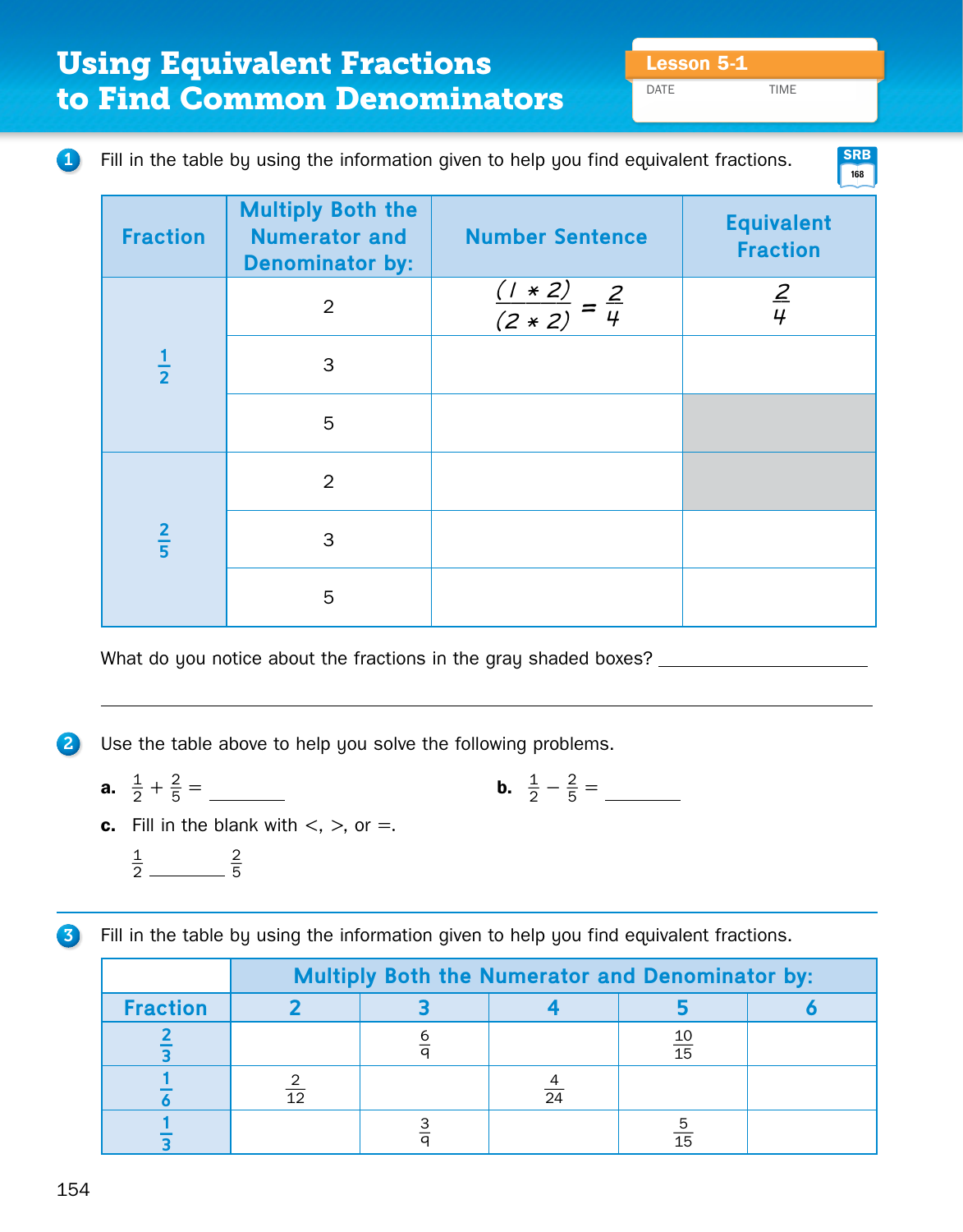# Using Equivalent Fractions to Find Common Denominators

Lesson 5-1

DATE TIME

1. Fill in the table by using the information given to help you find equivalent fractions.

SRB 168

| Fraction | Multiply Both the Numerator and Denominator by: | Number Sentence | Equivalent Fraction |
|---|---|---|---|
| $\frac{1}{2}$ | 2 | $\frac{(1 * 2)}{(2 * 2)} = \frac{2}{4}$ | $\frac{2}{4}$ |
| | 3 | | |
| | 5 | | (gray shaded) |
| $\frac{2}{5}$ | 2 | | (gray shaded) |
| | 3 | | |
| | 5 | | |

What do you notice about the fractions in the gray shaded boxes? ____________________

______________________________________________________________

2. Use the table above to help you solve the following problems.

**a.** $\frac{1}{2} + \frac{2}{5} =$ ________

**b.** $\frac{1}{2} - \frac{2}{5} =$ ________

**c.** Fill in the blank with <, >, or =.

$\frac{1}{2}$ ________ $\frac{2}{5}$

3. Fill in the table by using the information given to help you find equivalent fractions.

| | Multiply Both the Numerator and Denominator by: | | | | |
|---|---|---|---|---|---|
| **Fraction** | **2** | **3** | **4** | **5** | **6** |
| $\frac{2}{3}$ | | $\frac{6}{9}$ | | $\frac{10}{15}$ | |
| $\frac{1}{6}$ | $\frac{2}{12}$ | | $\frac{4}{24}$ | | |
| $\frac{1}{3}$ | | $\frac{3}{9}$ | | $\frac{5}{15}$ | |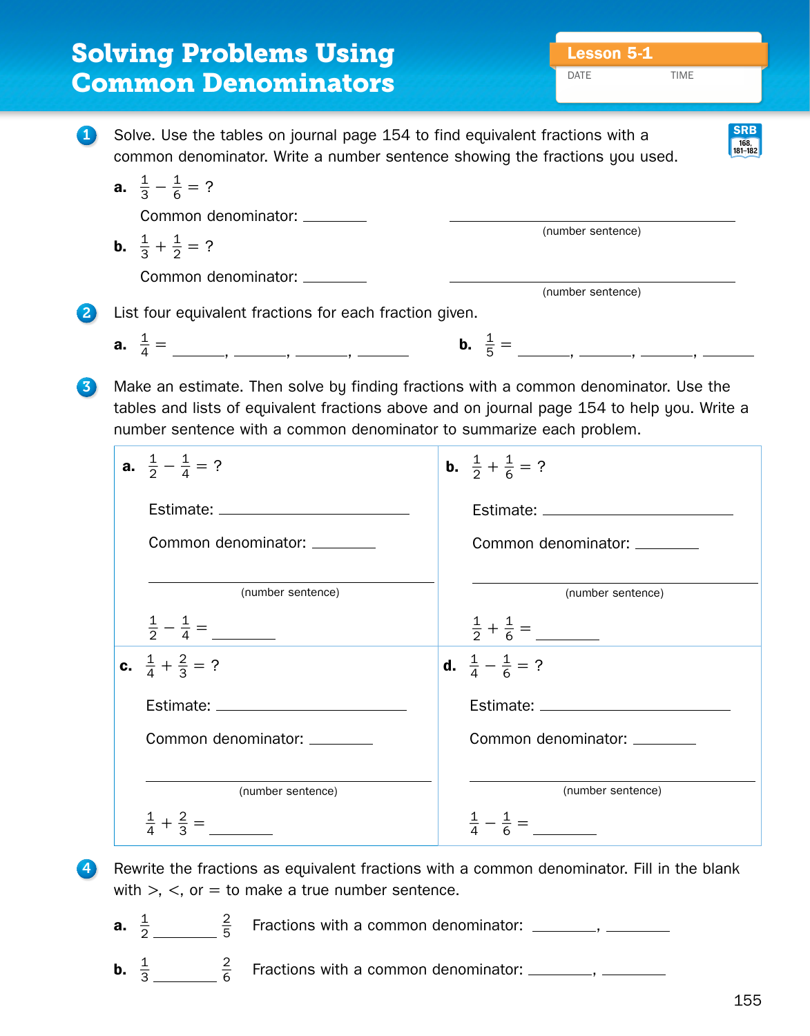# Solving Problems Using Common Denominators

**Lesson 5-1**

DATE TIME

**1** Solve. Use the tables on journal page 154 to find equivalent fractions with a common denominator. Write a number sentence showing the fractions you used.

SRB 168, 181–182

**a.** $\frac{1}{3} - \frac{1}{6} = ?$

Common denominator: ________ ______________________________ (number sentence)

**b.** $\frac{1}{3} + \frac{1}{2} = ?$

Common denominator: ________ ______________________________ (number sentence)

**2** List four equivalent fractions for each fraction given.

**a.** $\frac{1}{4} =$ ______, ______, ______, ______

**b.** $\frac{1}{5} =$ ______, ______, ______, ______

**3** Make an estimate. Then solve by finding fractions with a common denominator. Use the tables and lists of equivalent fractions above and on journal page 154 to help you. Write a number sentence with a common denominator to summarize each problem.

**a.** $\frac{1}{2} - \frac{1}{4} = ?$

Estimate: ____________________

Common denominator: ________

______________________________ (number sentence)

$\frac{1}{2} - \frac{1}{4} =$ ________

**b.** $\frac{1}{2} + \frac{1}{6} = ?$

Estimate: ____________________

Common denominator: ________

______________________________ (number sentence)

$\frac{1}{2} + \frac{1}{6} =$ ________

**c.** $\frac{1}{4} + \frac{2}{3} = ?$

Estimate: ____________________

Common denominator: ________

______________________________ (number sentence)

$\frac{1}{4} + \frac{2}{3} =$ ________

**d.** $\frac{1}{4} - \frac{1}{6} = ?$

Estimate: ____________________

Common denominator: ________

______________________________ (number sentence)

$\frac{1}{4} - \frac{1}{6} =$ ________

**4** Rewrite the fractions as equivalent fractions with a common denominator. Fill in the blank with >, <, or = to make a true number sentence.

**a.** $\frac{1}{2}$ ________ $\frac{2}{5}$ Fractions with a common denominator: ________, ________

**b.** $\frac{1}{3}$ ________ $\frac{2}{6}$ Fractions with a common denominator: ________, ________